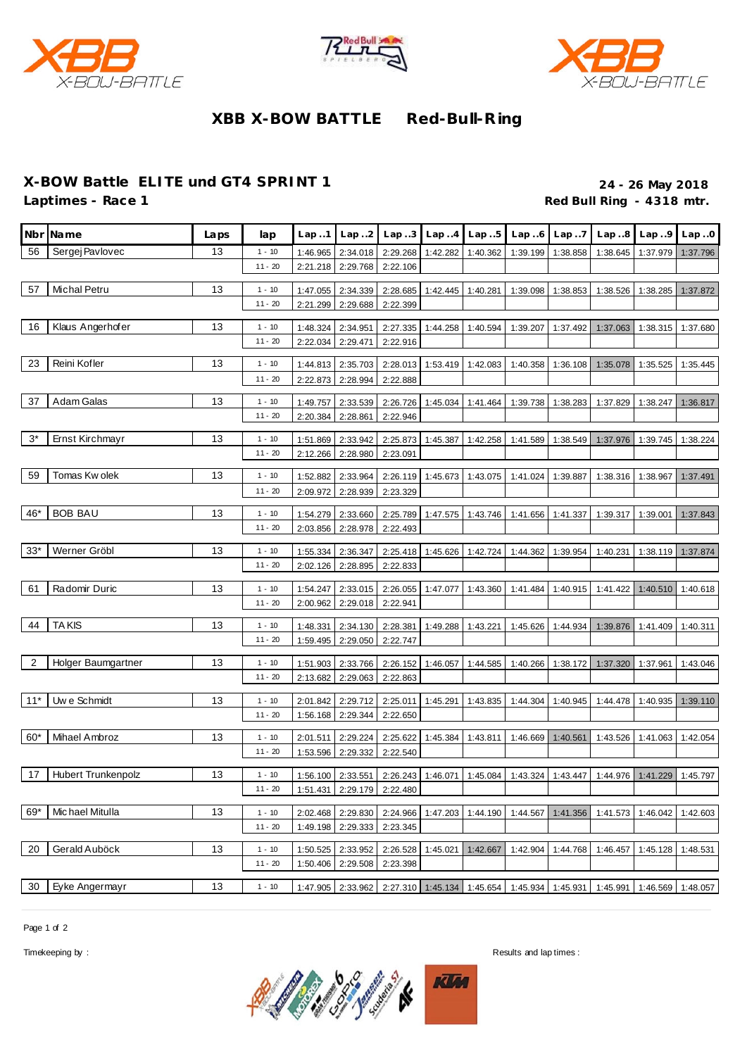# XBB X-BOW BATTLE Red-Bull-Ring

## X-BOW Battle ELITE und GT4 SPRINT 1

**Laptimes - Race 1**

**24 - 26 May 2018**

**Red Bull Ring - 4318 mtr.**

| Nbr | Name | Laps | lap | Lap ..1 | Lap ..2 | Lap ..3 | Lap ..4 | Lap ..5 | Lap ..6 | Lap ..7 | Lap ..8 | Lap ..9 | Lap ..0 |
|---|---|---|---|---|---|---|---|---|---|---|---|---|---|
| 56 | Sergej Pavlovec | 13 | 1 - 10 | 1:46.965 | 2:34.018 | 2:29.268 | 1:42.282 | 1:40.362 | 1:39.199 | 1:38.858 | 1:38.645 | 1:37.979 | 1:37.796 |
| | | | 11 - 20 | 2:21.218 | 2:29.768 | 2:22.106 | | | | | | | |
| 57 | Michal Petru | 13 | 1 - 10 | 1:47.055 | 2:34.339 | 2:28.685 | 1:42.445 | 1:40.281 | 1:39.098 | 1:38.853 | 1:38.526 | 1:38.285 | 1:37.872 |
| | | | 11 - 20 | 2:21.299 | 2:29.688 | 2:22.399 | | | | | | | |
| 16 | Klaus Angerhofer | 13 | 1 - 10 | 1:48.324 | 2:34.951 | 2:27.335 | 1:44.258 | 1:40.594 | 1:39.207 | 1:37.492 | 1:37.063 | 1:38.315 | 1:37.680 |
| | | | 11 - 20 | 2:22.034 | 2:29.471 | 2:22.916 | | | | | | | |
| 23 | Reini Kofler | 13 | 1 - 10 | 1:44.813 | 2:35.703 | 2:28.013 | 1:53.419 | 1:42.083 | 1:40.358 | 1:36.108 | 1:35.078 | 1:35.525 | 1:35.445 |
| | | | 11 - 20 | 2:22.873 | 2:28.994 | 2:22.888 | | | | | | | |
| 37 | Adam Galas | 13 | 1 - 10 | 1:49.757 | 2:33.539 | 2:26.726 | 1:45.034 | 1:41.464 | 1:39.738 | 1:38.283 | 1:37.829 | 1:38.247 | 1:36.817 |
| | | | 11 - 20 | 2:20.384 | 2:28.861 | 2:22.946 | | | | | | | |
| 3* | Ernst Kirchmayr | 13 | 1 - 10 | 1:51.869 | 2:33.942 | 2:25.873 | 1:45.387 | 1:42.258 | 1:41.589 | 1:38.549 | 1:37.976 | 1:39.745 | 1:38.224 |
| | | | 11 - 20 | 2:12.266 | 2:28.980 | 2:23.091 | | | | | | | |
| 59 | Tomas Kwolek | 13 | 1 - 10 | 1:52.882 | 2:33.964 | 2:26.119 | 1:45.673 | 1:43.075 | 1:41.024 | 1:39.887 | 1:38.316 | 1:38.967 | 1:37.491 |
| | | | 11 - 20 | 2:09.972 | 2:28.939 | 2:23.329 | | | | | | | |
| 46* | BOB BAU | 13 | 1 - 10 | 1:54.279 | 2:33.660 | 2:25.789 | 1:47.575 | 1:43.746 | 1:41.656 | 1:41.337 | 1:39.317 | 1:39.001 | 1:37.843 |
| | | | 11 - 20 | 2:03.856 | 2:28.978 | 2:22.493 | | | | | | | |
| 33* | Werner Gröbl | 13 | 1 - 10 | 1:55.334 | 2:36.347 | 2:25.418 | 1:45.626 | 1:42.724 | 1:44.362 | 1:39.954 | 1:40.231 | 1:38.119 | 1:37.874 |
| | | | 11 - 20 | 2:02.126 | 2:28.895 | 2:22.833 | | | | | | | |
| 61 | Radomir Duric | 13 | 1 - 10 | 1:54.247 | 2:33.015 | 2:26.055 | 1:47.077 | 1:43.360 | 1:41.484 | 1:40.915 | 1:41.422 | 1:40.510 | 1:40.618 |
| | | | 11 - 20 | 2:00.962 | 2:29.018 | 2:22.941 | | | | | | | |
| 44 | TAKIS | 13 | 1 - 10 | 1:48.331 | 2:34.130 | 2:28.381 | 1:49.288 | 1:43.221 | 1:45.626 | 1:44.934 | 1:39.876 | 1:41.409 | 1:40.311 |
| | | | 11 - 20 | 1:59.495 | 2:29.050 | 2:22.747 | | | | | | | |
| 2 | Holger Baumgartner | 13 | 1 - 10 | 1:51.903 | 2:33.766 | 2:26.152 | 1:46.057 | 1:44.585 | 1:40.266 | 1:38.172 | 1:37.320 | 1:37.961 | 1:43.046 |
| | | | 11 - 20 | 2:13.682 | 2:29.063 | 2:22.863 | | | | | | | |
| 11* | Uwe Schmidt | 13 | 1 - 10 | 2:01.842 | 2:29.712 | 2:25.011 | 1:45.291 | 1:43.835 | 1:44.304 | 1:40.945 | 1:44.478 | 1:40.935 | 1:39.110 |
| | | | 11 - 20 | 1:56.168 | 2:29.344 | 2:22.650 | | | | | | | |
| 60* | Mihael Ambroz | 13 | 1 - 10 | 2:01.511 | 2:29.224 | 2:25.622 | 1:45.384 | 1:43.811 | 1:46.669 | 1:40.561 | 1:43.526 | 1:41.063 | 1:42.054 |
| | | | 11 - 20 | 1:53.596 | 2:29.332 | 2:22.540 | | | | | | | |
| 17 | Hubert Trunkenpolz | 13 | 1 - 10 | 1:56.100 | 2:33.551 | 2:26.243 | 1:46.071 | 1:45.084 | 1:43.324 | 1:43.447 | 1:44.976 | 1:41.229 | 1:45.797 |
| | | | 11 - 20 | 1:51.431 | 2:29.179 | 2:22.480 | | | | | | | |
| 69* | Michael Mitulla | 13 | 1 - 10 | 2:02.468 | 2:29.830 | 2:24.966 | 1:47.203 | 1:44.190 | 1:44.567 | 1:41.356 | 1:41.573 | 1:46.042 | 1:42.603 |
| | | | 11 - 20 | 1:49.198 | 2:29.333 | 2:23.345 | | | | | | | |
| 20 | Gerald Auböck | 13 | 1 - 10 | 1:50.525 | 2:33.952 | 2:26.528 | 1:45.021 | 1:42.667 | 1:42.904 | 1:44.768 | 1:46.457 | 1:45.128 | 1:48.531 |
| | | | 11 - 20 | 1:50.406 | 2:29.508 | 2:23.398 | | | | | | | |
| 30 | Eyke Angermayr | 13 | 1 - 10 | 1:47.905 | 2:33.962 | 2:27.310 | 1:45.134 | 1:45.654 | 1:45.934 | 1:45.931 | 1:45.991 | 1:46.569 | 1:48.057 |

Timekeeping by :

Results and lap times :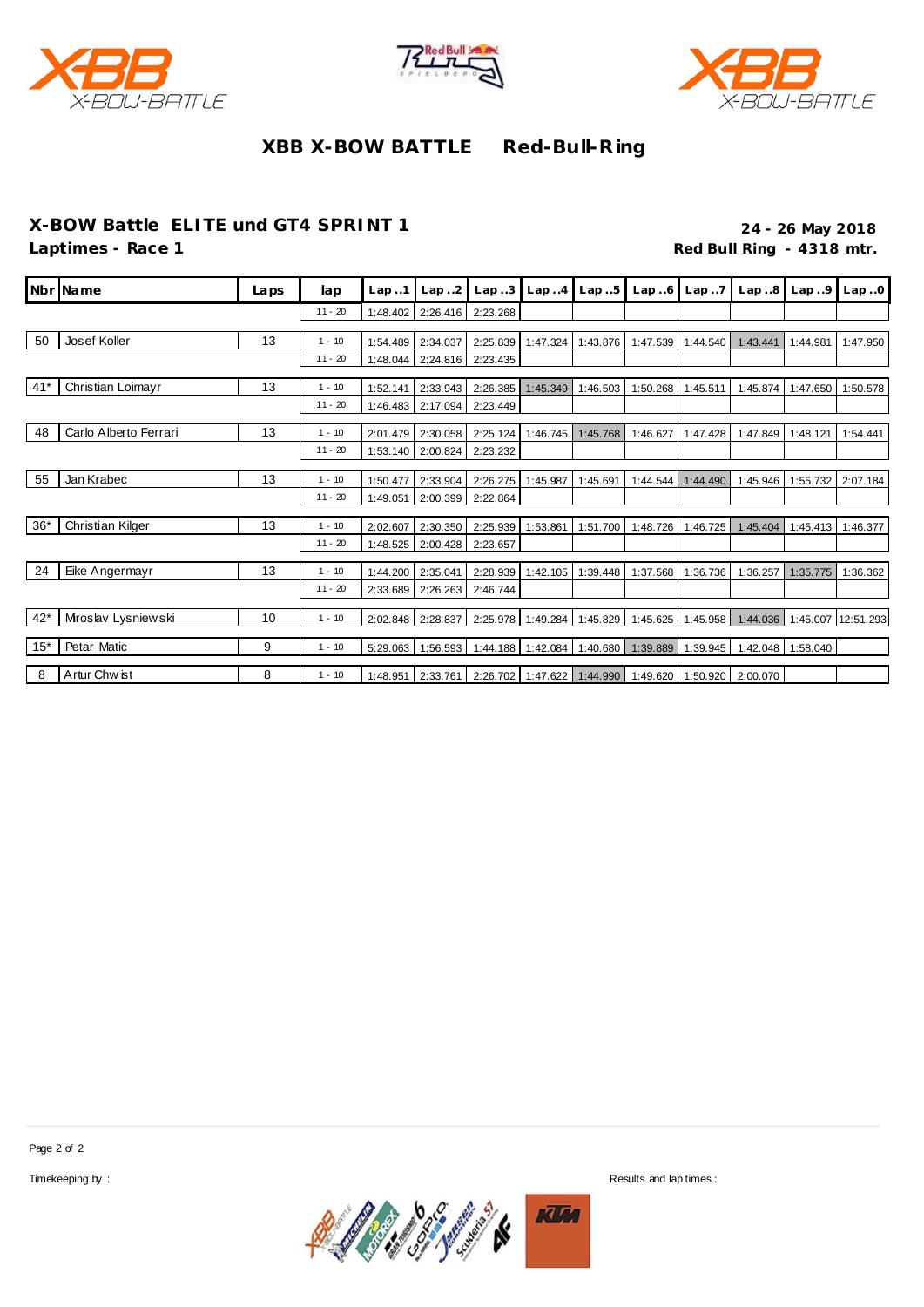# XBB X-BOW BATTLE Red-Bull-Ring

## X-BOW Battle ELITE und GT4 SPRINT 1

**24 - 26 May 2018**

**Laptimes - Race 1**

**Red Bull Ring - 4318 mtr.**

| Nbr | Name | Laps | lap | Lap ..1 | Lap ..2 | Lap ..3 | Lap ..4 | Lap ..5 | Lap ..6 | Lap ..7 | Lap ..8 | Lap ..9 | Lap ..0 |
|---|---|---|---|---|---|---|---|---|---|---|---|---|---|
| | | | 11 - 20 | 1:48.402 | 2:26.416 | 2:23.268 | | | | | | | |
| 50 | Josef Koller | 13 | 1 - 10 | 1:54.489 | 2:34.037 | 2:25.839 | 1:47.324 | 1:43.876 | 1:47.539 | 1:44.540 | 1:43.441 | 1:44.981 | 1:47.950 |
| | | | 11 - 20 | 1:48.044 | 2:24.816 | 2:23.435 | | | | | | | |
| 41* | Christian Loimayr | 13 | 1 - 10 | 1:52.141 | 2:33.943 | 2:26.385 | 1:45.349 | 1:46.503 | 1:50.268 | 1:45.511 | 1:45.874 | 1:47.650 | 1:50.578 |
| | | | 11 - 20 | 1:46.483 | 2:17.094 | 2:23.449 | | | | | | | |
| 48 | Carlo Alberto Ferrari | 13 | 1 - 10 | 2:01.479 | 2:30.058 | 2:25.124 | 1:46.745 | 1:45.768 | 1:46.627 | 1:47.428 | 1:47.849 | 1:48.121 | 1:54.441 |
| | | | 11 - 20 | 1:53.140 | 2:00.824 | 2:23.232 | | | | | | | |
| 55 | Jan Krabec | 13 | 1 - 10 | 1:50.477 | 2:33.904 | 2:26.275 | 1:45.987 | 1:45.691 | 1:44.544 | 1:44.490 | 1:45.946 | 1:55.732 | 2:07.184 |
| | | | 11 - 20 | 1:49.051 | 2:00.399 | 2:22.864 | | | | | | | |
| 36* | Christian Kilger | 13 | 1 - 10 | 2:02.607 | 2:30.350 | 2:25.939 | 1:53.861 | 1:51.700 | 1:48.726 | 1:46.725 | 1:45.404 | 1:45.413 | 1:46.377 |
| | | | 11 - 20 | 1:48.525 | 2:00.428 | 2:23.657 | | | | | | | |
| 24 | Eike Angermayr | 13 | 1 - 10 | 1:44.200 | 2:35.041 | 2:28.939 | 1:42.105 | 1:39.448 | 1:37.568 | 1:36.736 | 1:36.257 | 1:35.775 | 1:36.362 |
| | | | 11 - 20 | 2:33.689 | 2:26.263 | 2:46.744 | | | | | | | |
| 42* | Miroslav Lysniewski | 10 | 1 - 10 | 2:02.848 | 2:28.837 | 2:25.978 | 1:49.284 | 1:45.829 | 1:45.625 | 1:45.958 | 1:44.036 | 1:45.007 | 12:51.293 |
| 15* | Petar Matic | 9 | 1 - 10 | 5:29.063 | 1:56.593 | 1:44.188 | 1:42.084 | 1:40.680 | 1:39.889 | 1:39.945 | 1:42.048 | 1:58.040 | |
| 8 | Artur Chwist | 8 | 1 - 10 | 1:48.951 | 2:33.761 | 2:26.702 | 1:47.622 | 1:44.990 | 1:49.620 | 1:50.920 | 2:00.070 | | |

Timekeeping by :

Results and lap times :